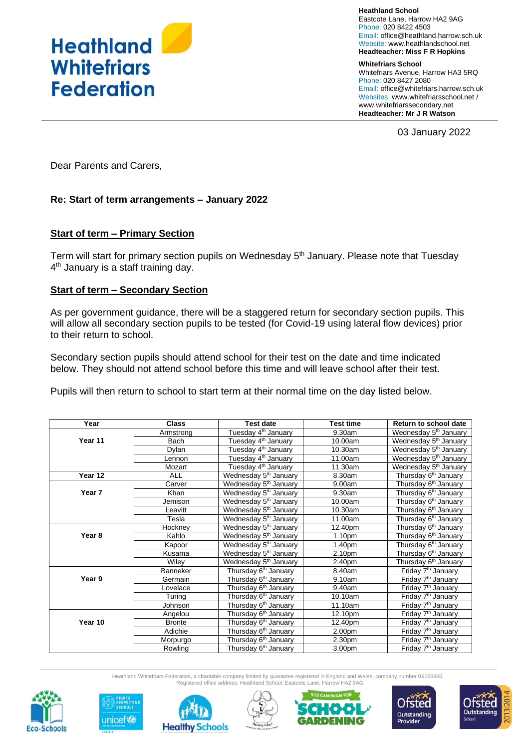# Heathland Whitefriars Federation

**Heathland School**
Eastcote Lane, Harrow HA2 9AG
Phone: 020 8422 4503
Email: office@heathland.harrow.sch.uk
Website: www.heathlandschool.net
**Headteacher: Miss F R Hopkins**

**Whitefriars School**
Whitefriars Avenue, Harrow HA3 5RQ
Phone: 020 8427 2080
Email: office@whitefriars.harrow.sch.uk
Websites: www.whitefriarsschool.net / www.whitefriarssecondary.net
**Headteacher: Mr J R Watson**

03 January 2022

Dear Parents and Carers,

**Re: Start of term arrangements – January 2022**

## Start of term – Primary Section

Term will start for primary section pupils on Wednesday 5th January. Please note that Tuesday 4th January is a staff training day.

## Start of term – Secondary Section

As per government guidance, there will be a staggered return for secondary section pupils. This will allow all secondary section pupils to be tested (for Covid-19 using lateral flow devices) prior to their return to school.

Secondary section pupils should attend school for their test on the date and time indicated below. They should not attend school before this time and will leave school after their test.

Pupils will then return to school to start term at their normal time on the day listed below.

| Year | Class | Test date | Test time | Return to school date |
|---|---|---|---|---|
| **Year 11** | Armstrong | Tuesday 4th January | 9.30am | Wednesday 5th January |
| | Bach | Tuesday 4th January | 10.00am | Wednesday 5th January |
| | Dylan | Tuesday 4th January | 10.30am | Wednesday 5th January |
| | Lennon | Tuesday 4th January | 11.00am | Wednesday 5th January |
| | Mozart | Tuesday 4th January | 11.30am | Wednesday 5th January |
| **Year 12** | ALL | Wednesday 5th January | 8.30am | Thursday 6th January |
| **Year 7** | Carver | Wednesday 5th January | 9.00am | Thursday 6th January |
| | Khan | Wednesday 5th January | 9.30am | Thursday 6th January |
| | Jemison | Wednesday 5th January | 10.00am | Thursday 6th January |
| | Leavitt | Wednesday 5th January | 10.30am | Thursday 6th January |
| | Tesla | Wednesday 5th January | 11.00am | Thursday 6th January |
| **Year 8** | Hockney | Wednesday 5th January | 12.40pm | Thursday 6th January |
| | Kahlo | Wednesday 5th January | 1.10pm | Thursday 6th January |
| | Kapoor | Wednesday 5th January | 1.40pm | Thursday 6th January |
| | Kusama | Wednesday 5th January | 2.10pm | Thursday 6th January |
| | Wiley | Wednesday 5th January | 2.40pm | Thursday 6th January |
| **Year 9** | Banneker | Thursday 6th January | 8.40am | Friday 7th January |
| | Germain | Thursday 6th January | 9.10am | Friday 7th January |
| | Lovelace | Thursday 6th January | 9.40am | Friday 7th January |
| | Turing | Thursday 6th January | 10.10am | Friday 7th January |
| | Johnson | Thursday 6th January | 11.10am | Friday 7th January |
| **Year 10** | Angelou | Thursday 6th January | 12.10pm | Friday 7th January |
| | Bronte | Thursday 6th January | 12.40pm | Friday 7th January |
| | Adichie | Thursday 6th January | 2.00pm | Friday 7th January |
| | Morpurgo | Thursday 6th January | 2.30pm | Friday 7th January |
| | Rowling | Thursday 6th January | 3.00pm | Friday 7th January |

Heathland Whitefriars Federation, a charitable company limited by guarantee registered in England and Wales, company number 09066965.
Registered office address: Heathland School, Eastcote Lane, Harrow HA2 9AG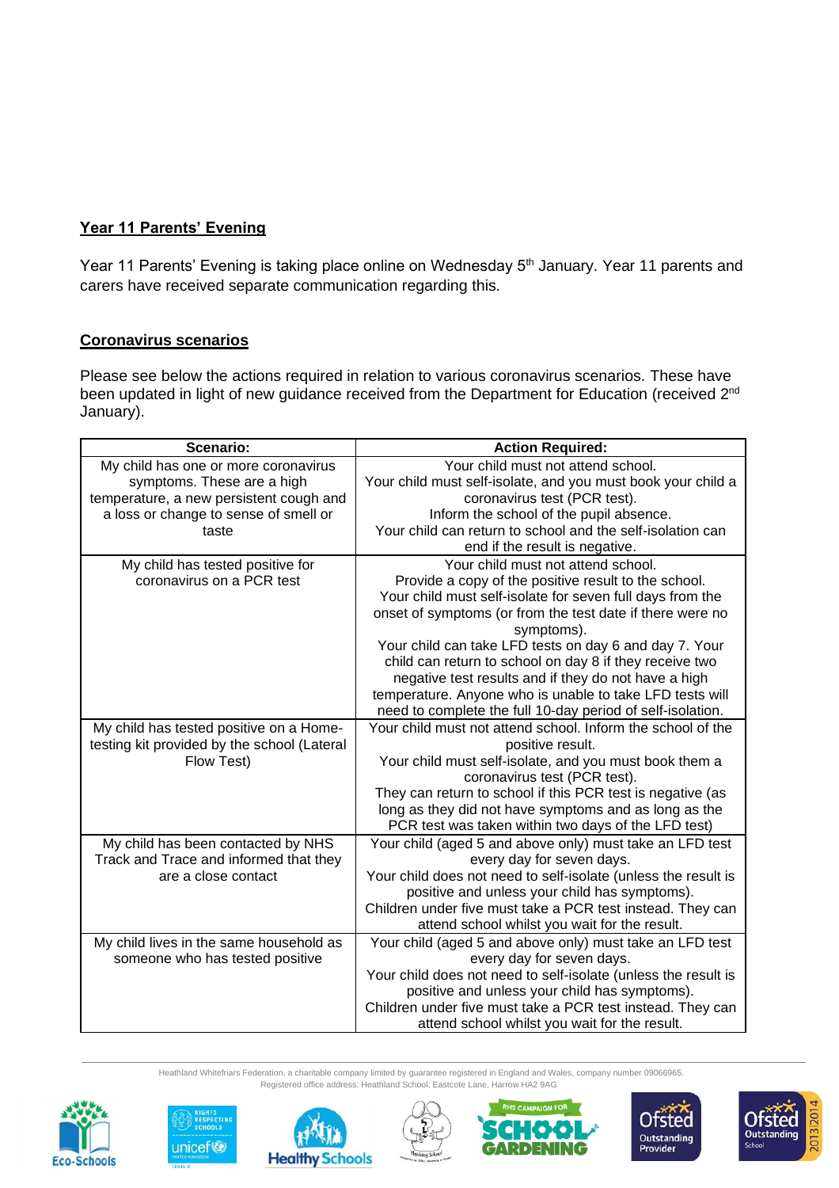## Year 11 Parents' Evening

Year 11 Parents' Evening is taking place online on Wednesday 5th January. Year 11 parents and carers have received separate communication regarding this.

## Coronavirus scenarios

Please see below the actions required in relation to various coronavirus scenarios. These have been updated in light of new guidance received from the Department for Education (received 2nd January).

| Scenario: | Action Required: |
|---|---|
| My child has one or more coronavirus symptoms. These are a high temperature, a new persistent cough and a loss or change to sense of smell or taste | Your child must not attend school. Your child must self-isolate, and you must book your child a coronavirus test (PCR test). Inform the school of the pupil absence. Your child can return to school and the self-isolation can end if the result is negative. |
| My child has tested positive for coronavirus on a PCR test | Your child must not attend school. Provide a copy of the positive result to the school. Your child must self-isolate for seven full days from the onset of symptoms (or from the test date if there were no symptoms). Your child can take LFD tests on day 6 and day 7. Your child can return to school on day 8 if they receive two negative test results and if they do not have a high temperature. Anyone who is unable to take LFD tests will need to complete the full 10-day period of self-isolation. |
| My child has tested positive on a Home-testing kit provided by the school (Lateral Flow Test) | Your child must not attend school. Inform the school of the positive result. Your child must self-isolate, and you must book them a coronavirus test (PCR test). They can return to school if this PCR test is negative (as long as they did not have symptoms and as long as the PCR test was taken within two days of the LFD test) |
| My child has been contacted by NHS Track and Trace and informed that they are a close contact | Your child (aged 5 and above only) must take an LFD test every day for seven days. Your child does not need to self-isolate (unless the result is positive and unless your child has symptoms). Children under five must take a PCR test instead. They can attend school whilst you wait for the result. |
| My child lives in the same household as someone who has tested positive | Your child (aged 5 and above only) must take an LFD test every day for seven days. Your child does not need to self-isolate (unless the result is positive and unless your child has symptoms). Children under five must take a PCR test instead. They can attend school whilst you wait for the result. |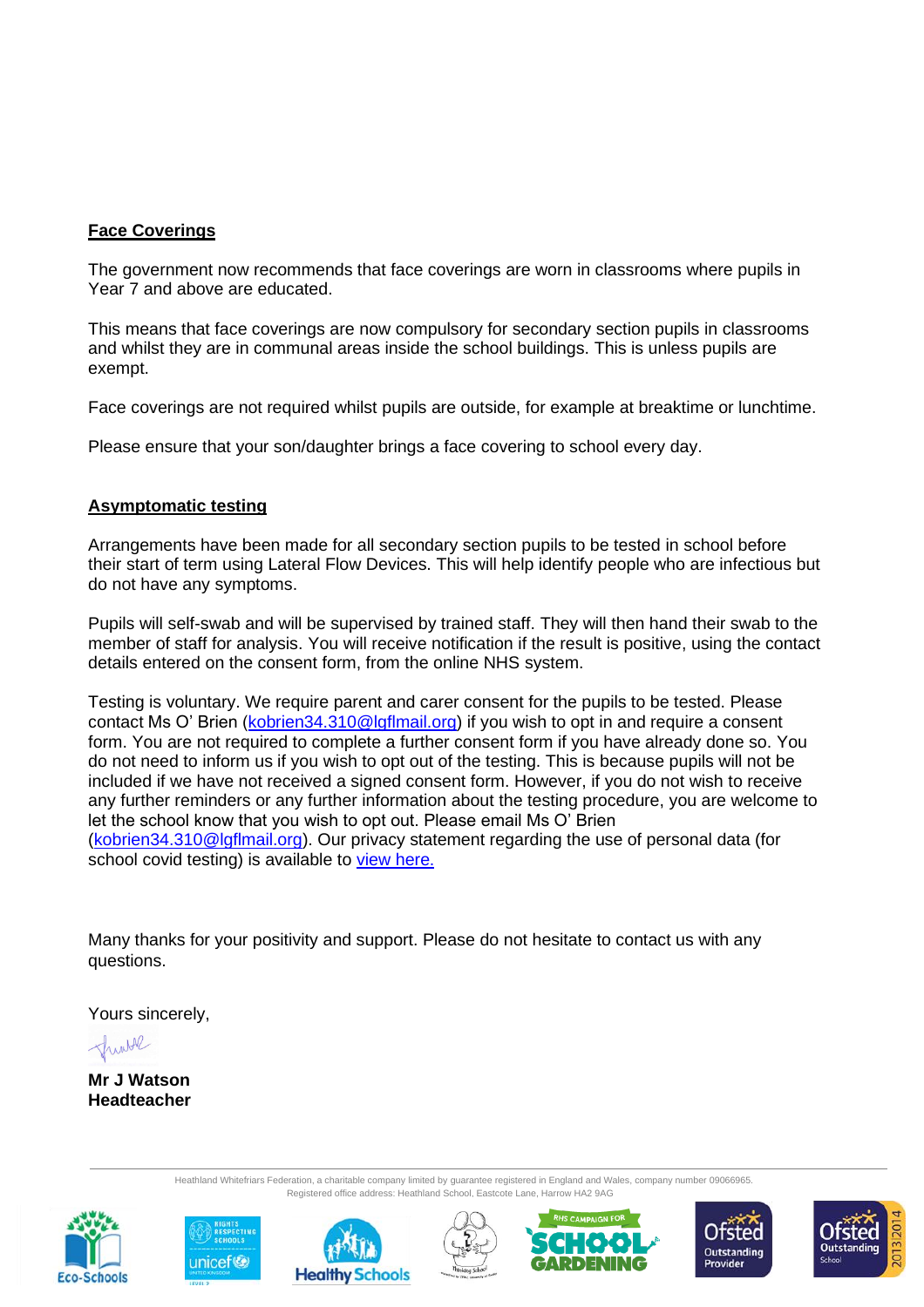## Face Coverings

The government now recommends that face coverings are worn in classrooms where pupils in Year 7 and above are educated.

This means that face coverings are now compulsory for secondary section pupils in classrooms and whilst they are in communal areas inside the school buildings. This is unless pupils are exempt.

Face coverings are not required whilst pupils are outside, for example at breaktime or lunchtime.

Please ensure that your son/daughter brings a face covering to school every day.

## Asymptomatic testing

Arrangements have been made for all secondary section pupils to be tested in school before their start of term using Lateral Flow Devices. This will help identify people who are infectious but do not have any symptoms.

Pupils will self-swab and will be supervised by trained staff. They will then hand their swab to the member of staff for analysis. You will receive notification if the result is positive, using the contact details entered on the consent form, from the online NHS system.

Testing is voluntary. We require parent and carer consent for the pupils to be tested. Please contact Ms O' Brien (kobrien34.310@lgflmail.org) if you wish to opt in and require a consent form. You are not required to complete a further consent form if you have already done so. You do not need to inform us if you wish to opt out of the testing. This is because pupils will not be included if we have not received a signed consent form. However, if you do not wish to receive any further reminders or any further information about the testing procedure, you are welcome to let the school know that you wish to opt out. Please email Ms O' Brien (kobrien34.310@lgflmail.org). Our privacy statement regarding the use of personal data (for school covid testing) is available to view here.

Many thanks for your positivity and support. Please do not hesitate to contact us with any questions.

Yours sincerely,

**Mr J Watson**
**Headteacher**

Heathland Whitefriars Federation, a charitable company limited by guarantee registered in England and Wales, company number 09066965.
Registered office address: Heathland School, Eastcote Lane, Harrow HA2 9AG